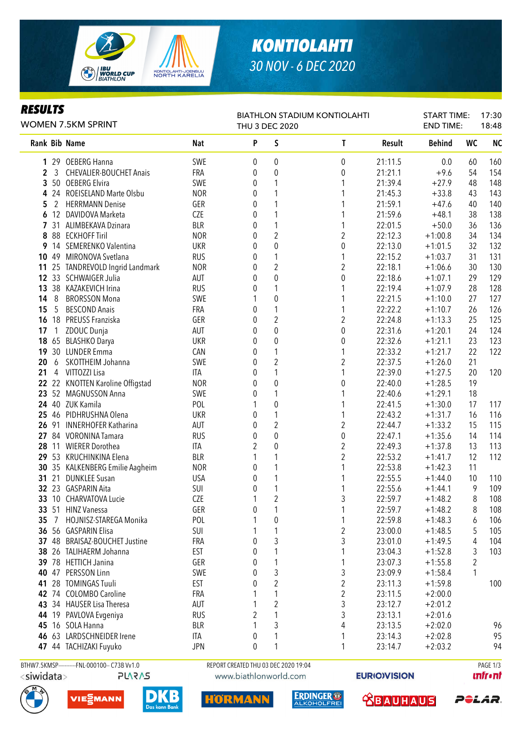# KONTIOLAHTI

30 NOV - 6 DEC 2020

## RESULTS

WOMEN 7.5KM SPRINT

BIATHLON STADIUM KONTIOLAHTI
THU 3 DEC 2020

START TIME: 17:30
END TIME: 18:48

| Rank | Bib | Name | Nat | P | S | T | Result | Behind | WC | NC |
|---|---|---|---|---|---|---|---|---|---|---|
| 1 | 29 | OEBERG Hanna | SWE | 0 | 0 | 0 | 21:11.5 | 0.0 | 60 | 160 |
| 2 | 3 | CHEVALIER-BOUCHET Anais | FRA | 0 | 0 | 0 | 21:21.1 | +9.6 | 54 | 154 |
| 3 | 50 | OEBERG Elvira | SWE | 0 | 1 | 1 | 21:39.4 | +27.9 | 48 | 148 |
| 4 | 24 | ROEISELAND Marte Olsbu | NOR | 0 | 1 | 1 | 21:45.3 | +33.8 | 43 | 143 |
| 5 | 2 | HERRMANN Denise | GER | 0 | 1 | 1 | 21:59.1 | +47.6 | 40 | 140 |
| 6 | 12 | DAVIDOVA Marketa | CZE | 0 | 1 | 1 | 21:59.6 | +48.1 | 38 | 138 |
| 7 | 31 | ALIMBEKAVA Dzinara | BLR | 0 | 1 | 1 | 22:01.5 | +50.0 | 36 | 136 |
| 8 | 88 | ECKHOFF Tiril | NOR | 0 | 2 | 2 | 22:12.3 | +1:00.8 | 34 | 134 |
| 9 | 14 | SEMERENKO Valentina | UKR | 0 | 0 | 0 | 22:13.0 | +1:01.5 | 32 | 132 |
| 10 | 49 | MIRONOVA Svetlana | RUS | 0 | 1 | 1 | 22:15.2 | +1:03.7 | 31 | 131 |
| 11 | 25 | TANDREVOLD Ingrid Landmark | NOR | 0 | 2 | 2 | 22:18.1 | +1:06.6 | 30 | 130 |
| 12 | 33 | SCHWAIGER Julia | AUT | 0 | 0 | 0 | 22:18.6 | +1:07.1 | 29 | 129 |
| 13 | 38 | KAZAKEVICH Irina | RUS | 0 | 1 | 1 | 22:19.4 | +1:07.9 | 28 | 128 |
| 14 | 8 | BRORSSON Mona | SWE | 1 | 0 | 1 | 22:21.5 | +1:10.0 | 27 | 127 |
| 15 | 5 | BESCOND Anais | FRA | 0 | 1 | 1 | 22:22.2 | +1:10.7 | 26 | 126 |
| 16 | 18 | PREUSS Franziska | GER | 0 | 2 | 2 | 22:24.8 | +1:13.3 | 25 | 125 |
| 17 | 1 | ZDOUC Dunja | AUT | 0 | 0 | 0 | 22:31.6 | +1:20.1 | 24 | 124 |
| 18 | 65 | BLASHKO Darya | UKR | 0 | 0 | 0 | 22:32.6 | +1:21.1 | 23 | 123 |
| 19 | 30 | LUNDER Emma | CAN | 0 | 1 | 1 | 22:33.2 | +1:21.7 | 22 | 122 |
| 20 | 6 | SKOTTHEIM Johanna | SWE | 0 | 2 | 2 | 22:37.5 | +1:26.0 | 21 | |
| 21 | 4 | VITTOZZI Lisa | ITA | 0 | 1 | 1 | 22:39.0 | +1:27.5 | 20 | 120 |
| 22 | 22 | KNOTTEN Karoline Offigstad | NOR | 0 | 0 | 0 | 22:40.0 | +1:28.5 | 19 | |
| 23 | 52 | MAGNUSSON Anna | SWE | 0 | 1 | 1 | 22:40.6 | +1:29.1 | 18 | |
| 24 | 40 | ZUK Kamila | POL | 1 | 0 | 1 | 22:41.5 | +1:30.0 | 17 | 117 |
| 25 | 46 | PIDHRUSHNA Olena | UKR | 0 | 1 | 1 | 22:43.2 | +1:31.7 | 16 | 116 |
| 26 | 91 | INNERHOFER Katharina | AUT | 0 | 2 | 2 | 22:44.7 | +1:33.2 | 15 | 115 |
| 27 | 84 | VORONINA Tamara | RUS | 0 | 0 | 0 | 22:47.1 | +1:35.6 | 14 | 114 |
| 28 | 11 | WIERER Dorothea | ITA | 2 | 0 | 2 | 22:49.3 | +1:37.8 | 13 | 113 |
| 29 | 53 | KRUCHINKINA Elena | BLR | 1 | 1 | 2 | 22:53.2 | +1:41.7 | 12 | 112 |
| 30 | 35 | KALKENBERG Emilie Aagheim | NOR | 0 | 1 | 1 | 22:53.8 | +1:42.3 | 11 | |
| 31 | 21 | DUNKLEE Susan | USA | 0 | 1 | 1 | 22:55.5 | +1:44.0 | 10 | 110 |
| 32 | 23 | GASPARIN Aita | SUI | 0 | 1 | 1 | 22:55.6 | +1:44.1 | 9 | 109 |
| 33 | 10 | CHARVATOVA Lucie | CZE | 1 | 2 | 3 | 22:59.7 | +1:48.2 | 8 | 108 |
| 33 | 51 | HINZ Vanessa | GER | 0 | 1 | 1 | 22:59.7 | +1:48.2 | 8 | 108 |
| 35 | 7 | HOJNISZ-STAREGA Monika | POL | 1 | 0 | 1 | 22:59.8 | +1:48.3 | 6 | 106 |
| 36 | 56 | GASPARIN Elisa | SUI | 1 | 1 | 2 | 23:00.0 | +1:48.5 | 5 | 105 |
| 37 | 48 | BRAISAZ-BOUCHET Justine | FRA | 0 | 3 | 3 | 23:01.0 | +1:49.5 | 4 | 104 |
| 38 | 26 | TALIHAERM Johanna | EST | 0 | 1 | 1 | 23:04.3 | +1:52.8 | 3 | 103 |
| 39 | 78 | HETTICH Janina | GER | 0 | 1 | 1 | 23:07.3 | +1:55.8 | 2 | |
| 40 | 47 | PERSSON Linn | SWE | 0 | 3 | 3 | 23:09.9 | +1:58.4 | 1 | |
| 41 | 28 | TOMINGAS Tuuli | EST | 0 | 2 | 2 | 23:11.3 | +1:59.8 | | 100 |
| 42 | 74 | COLOMBO Caroline | FRA | 1 | 1 | 2 | 23:11.5 | +2:00.0 | | |
| 43 | 34 | HAUSER Lisa Theresa | AUT | 1 | 2 | 3 | 23:12.7 | +2:01.2 | | |
| 44 | 19 | PAVLOVA Evgeniya | RUS | 2 | 1 | 3 | 23:13.1 | +2:01.6 | | |
| 45 | 16 | SOLA Hanna | BLR | 1 | 3 | 4 | 23:13.5 | +2:02.0 | | 96 |
| 46 | 63 | LARDSCHNEIDER Irene | ITA | 0 | 1 | 1 | 23:14.3 | +2:02.8 | | 95 |
| 47 | 44 | TACHIZAKI Fuyuko | JPN | 0 | 1 | 1 | 23:14.7 | +2:03.2 | | 94 |

BTHW7.5KMSP----------FNL-000100-- C73B Vv1.0 REPORT CREATED THU 03 DEC 2020 19:04

www.biathlonworld.com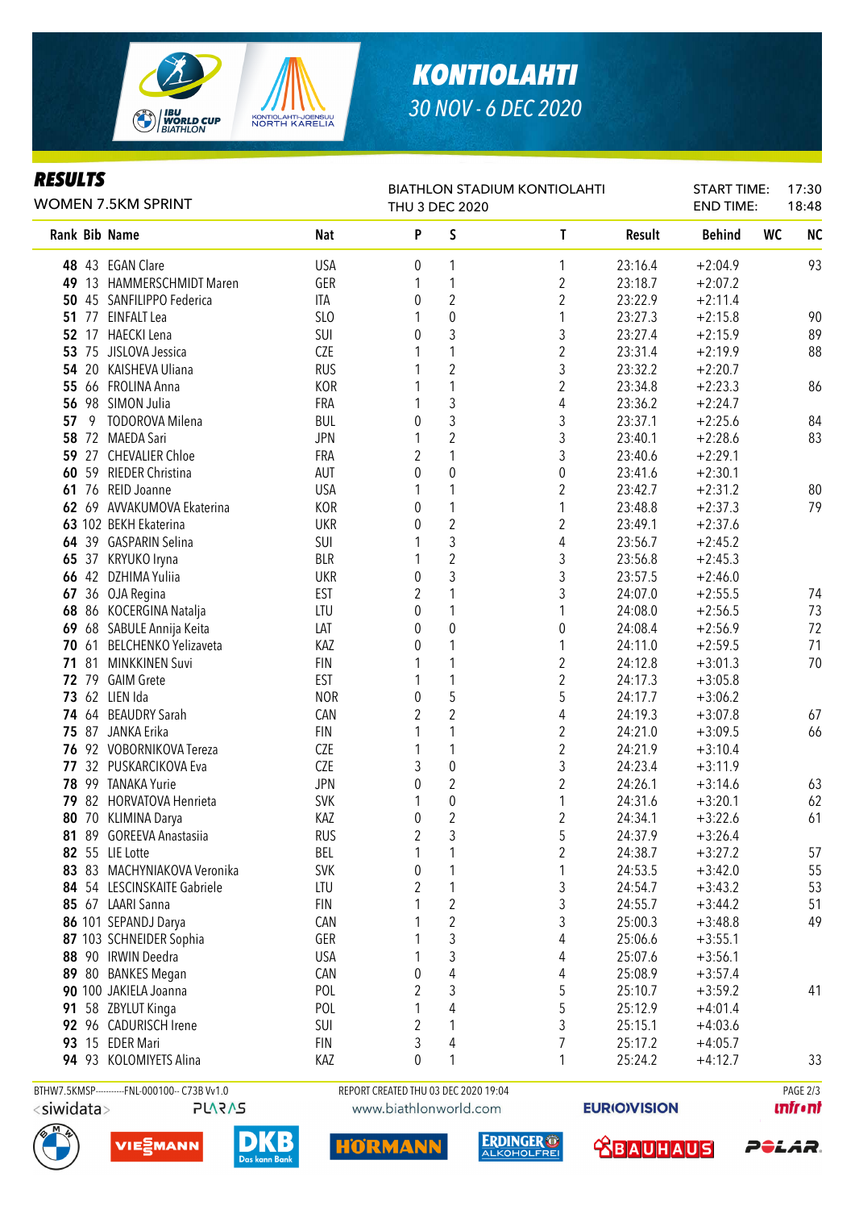# KONTIOLAHTI

30 NOV - 6 DEC 2020

## RESULTS

WOMEN 7.5KM SPRINT

BIATHLON STADIUM KONTIOLAHTI
THU 3 DEC 2020

START TIME: 17:30
END TIME: 18:48

| Rank | Bib | Name | Nat | P | S | T | Result | Behind | WC | NC |
|---|---|---|---|---|---|---|---|---|---|---|
| **48** | 43 | EGAN Clare | USA | 0 | 1 | 1 | 23:16.4 | +2:04.9 | | 93 |
| **49** | 13 | HAMMERSCHMIDT Maren | GER | 1 | 1 | 2 | 23:18.7 | +2:07.2 | | |
| **50** | 45 | SANFILIPPO Federica | ITA | 0 | 2 | 2 | 23:22.9 | +2:11.4 | | |
| **51** | 77 | EINFALT Lea | SLO | 1 | 0 | 1 | 23:27.3 | +2:15.8 | | 90 |
| **52** | 17 | HAECKI Lena | SUI | 0 | 3 | 3 | 23:27.4 | +2:15.9 | | 89 |
| **53** | 75 | JISLOVA Jessica | CZE | 1 | 1 | 2 | 23:31.4 | +2:19.9 | | 88 |
| **54** | 20 | KAISHEVA Uliana | RUS | 1 | 2 | 3 | 23:32.2 | +2:20.7 | | |
| **55** | 66 | FROLINA Anna | KOR | 1 | 1 | 2 | 23:34.8 | +2:23.3 | | 86 |
| **56** | 98 | SIMON Julia | FRA | 1 | 3 | 4 | 23:36.2 | +2:24.7 | | |
| **57** | 9 | TODOROVA Milena | BUL | 0 | 3 | 3 | 23:37.1 | +2:25.6 | | 84 |
| **58** | 72 | MAEDA Sari | JPN | 1 | 2 | 3 | 23:40.1 | +2:28.6 | | 83 |
| **59** | 27 | CHEVALIER Chloe | FRA | 2 | 1 | 3 | 23:40.6 | +2:29.1 | | |
| **60** | 59 | RIEDER Christina | AUT | 0 | 0 | 0 | 23:41.6 | +2:30.1 | | |
| **61** | 76 | REID Joanne | USA | 1 | 1 | 2 | 23:42.7 | +2:31.2 | | 80 |
| **62** | 69 | AVVAKUMOVA Ekaterina | KOR | 0 | 1 | 1 | 23:48.8 | +2:37.3 | | 79 |
| **63** | 102 | BEKH Ekaterina | UKR | 0 | 2 | 2 | 23:49.1 | +2:37.6 | | |
| **64** | 39 | GASPARIN Selina | SUI | 1 | 3 | 4 | 23:56.7 | +2:45.2 | | |
| **65** | 37 | KRYUKO Iryna | BLR | 1 | 2 | 3 | 23:56.8 | +2:45.3 | | |
| **66** | 42 | DZHIMA Yuliia | UKR | 0 | 3 | 3 | 23:57.5 | +2:46.0 | | |
| **67** | 36 | OJA Regina | EST | 2 | 1 | 3 | 24:07.0 | +2:55.5 | | 74 |
| **68** | 86 | KOCERGINA Natalja | LTU | 0 | 1 | 1 | 24:08.0 | +2:56.5 | | 73 |
| **69** | 68 | SABULE Annija Keita | LAT | 0 | 0 | 0 | 24:08.4 | +2:56.9 | | 72 |
| **70** | 61 | BELCHENKO Yelizaveta | KAZ | 0 | 1 | 1 | 24:11.0 | +2:59.5 | | 71 |
| **71** | 81 | MINKKINEN Suvi | FIN | 1 | 1 | 2 | 24:12.8 | +3:01.3 | | 70 |
| **72** | 79 | GAIM Grete | EST | 1 | 1 | 2 | 24:17.3 | +3:05.8 | | |
| **73** | 62 | LIEN Ida | NOR | 0 | 5 | 5 | 24:17.7 | +3:06.2 | | |
| **74** | 64 | BEAUDRY Sarah | CAN | 2 | 2 | 4 | 24:19.3 | +3:07.8 | | 67 |
| **75** | 87 | JANKA Erika | FIN | 1 | 1 | 2 | 24:21.0 | +3:09.5 | | 66 |
| **76** | 92 | VOBORNIKOVA Tereza | CZE | 1 | 1 | 2 | 24:21.9 | +3:10.4 | | |
| **77** | 32 | PUSKARCIKOVA Eva | CZE | 3 | 0 | 3 | 24:23.4 | +3:11.9 | | |
| **78** | 99 | TANAKA Yurie | JPN | 0 | 2 | 2 | 24:26.1 | +3:14.6 | | 63 |
| **79** | 82 | HORVATOVA Henrieta | SVK | 1 | 0 | 1 | 24:31.6 | +3:20.1 | | 62 |
| **80** | 70 | KLIMINA Darya | KAZ | 0 | 2 | 2 | 24:34.1 | +3:22.6 | | 61 |
| **81** | 89 | GOREEVA Anastasiia | RUS | 2 | 3 | 5 | 24:37.9 | +3:26.4 | | |
| **82** | 55 | LIE Lotte | BEL | 1 | 1 | 2 | 24:38.7 | +3:27.2 | | 57 |
| **83** | 83 | MACHYNIAKOVA Veronika | SVK | 0 | 1 | 1 | 24:53.5 | +3:42.0 | | 55 |
| **84** | 54 | LESCINSKAITE Gabriele | LTU | 2 | 1 | 3 | 24:54.7 | +3:43.2 | | 53 |
| **85** | 67 | LAARI Sanna | FIN | 1 | 2 | 3 | 24:55.7 | +3:44.2 | | 51 |
| **86** | 101 | SEPANDJ Darya | CAN | 1 | 2 | 3 | 25:00.3 | +3:48.8 | | 49 |
| **87** | 103 | SCHNEIDER Sophia | GER | 1 | 3 | 4 | 25:06.6 | +3:55.1 | | |
| **88** | 90 | IRWIN Deedra | USA | 1 | 3 | 4 | 25:07.6 | +3:56.1 | | |
| **89** | 80 | BANKES Megan | CAN | 0 | 4 | 4 | 25:08.9 | +3:57.4 | | |
| **90** | 100 | JAKIELA Joanna | POL | 2 | 3 | 5 | 25:10.7 | +3:59.2 | | 41 |
| **91** | 58 | ZBYLUT Kinga | POL | 1 | 4 | 5 | 25:12.9 | +4:01.4 | | |
| **92** | 96 | CADURISCH Irene | SUI | 2 | 1 | 3 | 25:15.1 | +4:03.6 | | |
| **93** | 15 | EDER Mari | FIN | 3 | 4 | 7 | 25:17.2 | +4:05.7 | | |
| **94** | 93 | KOLOMIYETS Alina | KAZ | 0 | 1 | 1 | 25:24.2 | +4:12.7 | | 33 |

BTHW7.5KMSP----------FNL-000100-- C73B Vv1.0 REPORT CREATED THU 03 DEC 2020 19:04 www.biathlonworld.com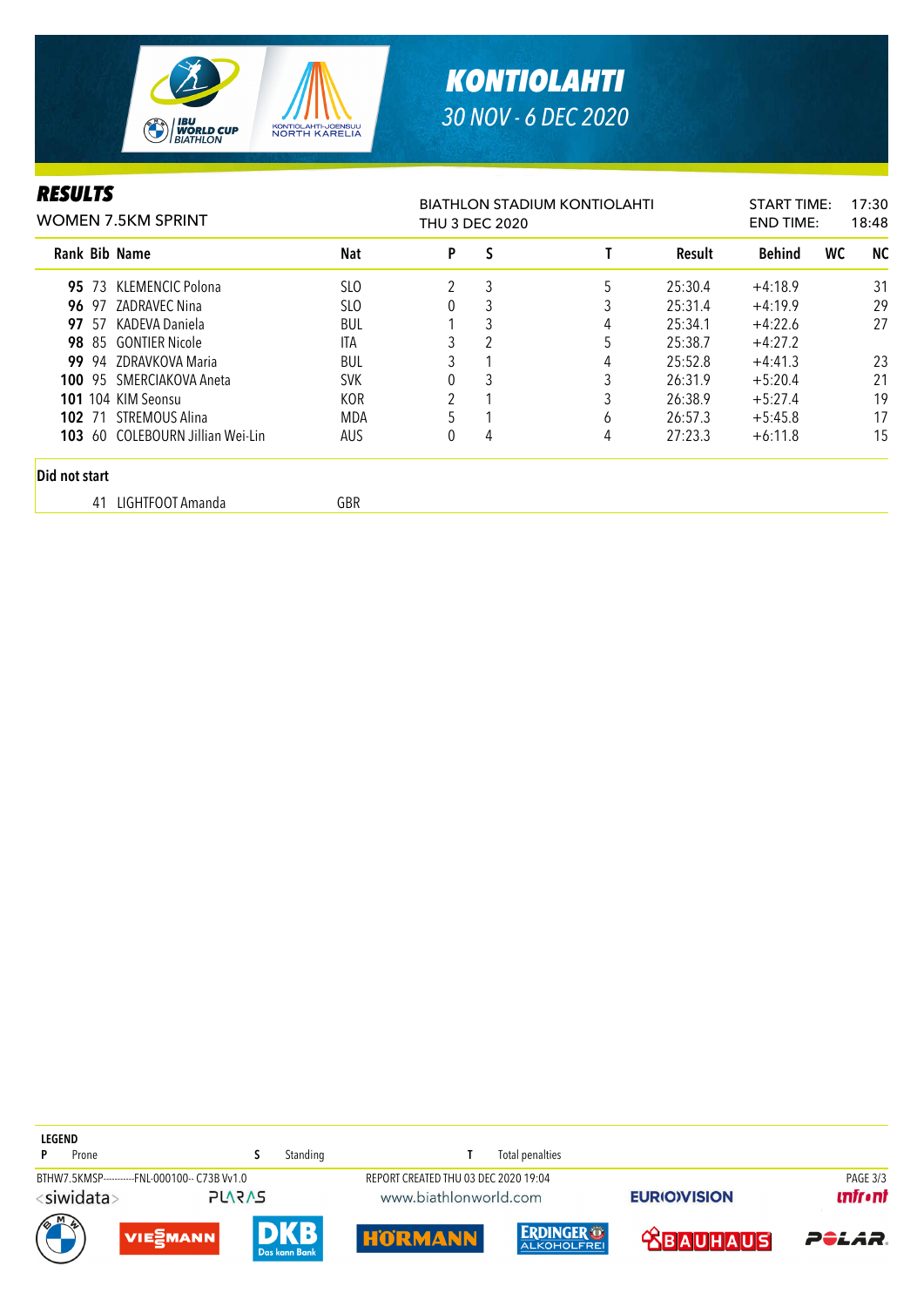# KONTIOLAHTI

*30 NOV - 6 DEC 2020*

## RESULTS

WOMEN 7.5KM SPRINT

BIATHLON STADIUM KONTIOLAHTI
THU 3 DEC 2020

START TIME: 17:30
END TIME: 18:48

| Rank | Bib | Name | Nat | P | S | T | Result | Behind | WC | NC |
|---|---|---|---|---|---|---|---|---|---|---|
| **95** | 73 | KLEMENCIC Polona | SLO | 2 | 3 | 5 | 25:30.4 | +4:18.9 | | 31 |
| **96** | 97 | ZADRAVEC Nina | SLO | 0 | 3 | 3 | 25:31.4 | +4:19.9 | | 29 |
| **97** | 57 | KADEVA Daniela | BUL | 1 | 3 | 4 | 25:34.1 | +4:22.6 | | 27 |
| **98** | 85 | GONTIER Nicole | ITA | 3 | 2 | 5 | 25:38.7 | +4:27.2 | | |
| **99** | 94 | ZDRAVKOVA Maria | BUL | 3 | 1 | 4 | 25:52.8 | +4:41.3 | | 23 |
| **100** | 95 | SMERCIAKOVA Aneta | SVK | 0 | 3 | 3 | 26:31.9 | +5:20.4 | | 21 |
| **101** | 104 | KIM Seonsu | KOR | 2 | 1 | 3 | 26:38.9 | +5:27.4 | | 19 |
| **102** | 71 | STREMOUS Alina | MDA | 5 | 1 | 6 | 26:57.3 | +5:45.8 | | 17 |
| **103** | 60 | COLEBOURN Jillian Wei-Lin | AUS | 0 | 4 | 4 | 27:23.3 | +6:11.8 | | 15 |

**Did not start**

| Bib | Name | Nat |
|---|---|---|
| 41 | LIGHTFOOT Amanda | GBR |

**LEGEND**

**P** Prone　**S** Standing　**T** Total penalties

BTHW7.5KMSP------------FNL-000100-- C73B Vv1.0　REPORT CREATED THU 03 DEC 2020 19:04

www.biathlonworld.com